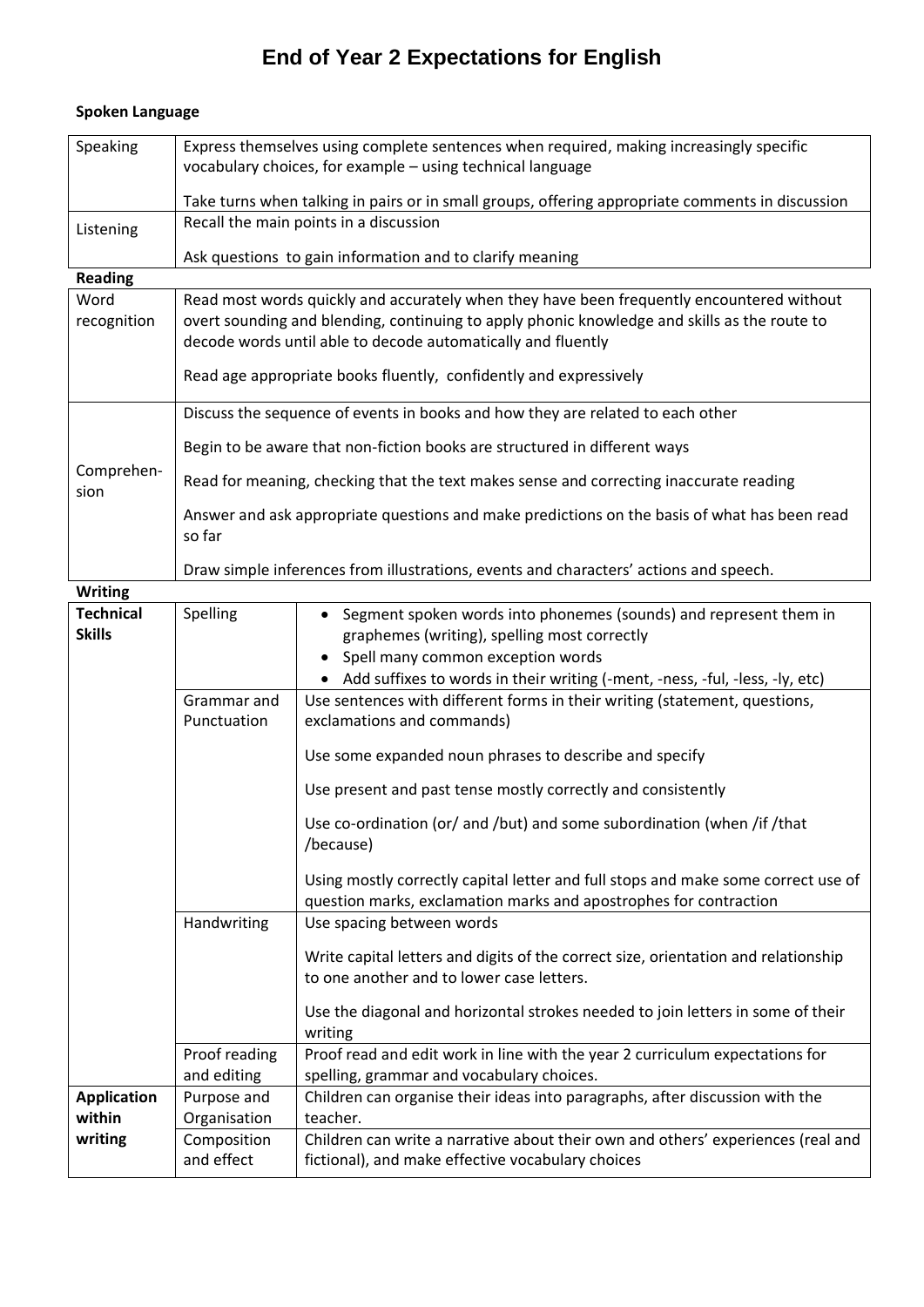# End of Year 2 Expectations for English

**Spoken Language**

| | |
|---|---|
| Speaking | Express themselves using complete sentences when required, making increasingly specific vocabulary choices, for example – using technical language<br><br>Take turns when talking in pairs or in small groups, offering appropriate comments in discussion |
| Listening | Recall the main points in a discussion<br><br>Ask questions to gain information and to clarify meaning |

**Reading**

| | |
|---|---|
| Word recognition | Read most words quickly and accurately when they have been frequently encountered without overt sounding and blending, continuing to apply phonic knowledge and skills as the route to decode words until able to decode automatically and fluently<br><br>Read age appropriate books fluently, confidently and expressively |
| Comprehen-sion | Discuss the sequence of events in books and how they are related to each other<br><br>Begin to be aware that non-fiction books are structured in different ways<br><br>Read for meaning, checking that the text makes sense and correcting inaccurate reading<br><br>Answer and ask appropriate questions and make predictions on the basis of what has been read so far<br><br>Draw simple inferences from illustrations, events and characters' actions and speech. |

**Writing**

| | | |
|---|---|---|
| **Technical Skills** | Spelling | • Segment spoken words into phonemes (sounds) and represent them in graphemes (writing), spelling most correctly<br>• Spell many common exception words<br>• Add suffixes to words in their writing (-ment, -ness, -ful, -less, -ly, etc) |
| | Grammar and Punctuation | Use sentences with different forms in their writing (statement, questions, exclamations and commands)<br><br>Use some expanded noun phrases to describe and specify<br><br>Use present and past tense mostly correctly and consistently<br><br>Use co-ordination (or/ and /but) and some subordination (when /if /that /because)<br><br>Using mostly correctly capital letter and full stops and make some correct use of question marks, exclamation marks and apostrophes for contraction |
| | Handwriting | Use spacing between words<br><br>Write capital letters and digits of the correct size, orientation and relationship to one another and to lower case letters.<br><br>Use the diagonal and horizontal strokes needed to join letters in some of their writing |
| | Proof reading and editing | Proof read and edit work in line with the year 2 curriculum expectations for spelling, grammar and vocabulary choices. |
| **Application within writing** | Purpose and Organisation | Children can organise their ideas into paragraphs, after discussion with the teacher. |
| | Composition and effect | Children can write a narrative about their own and others' experiences (real and fictional), and make effective vocabulary choices |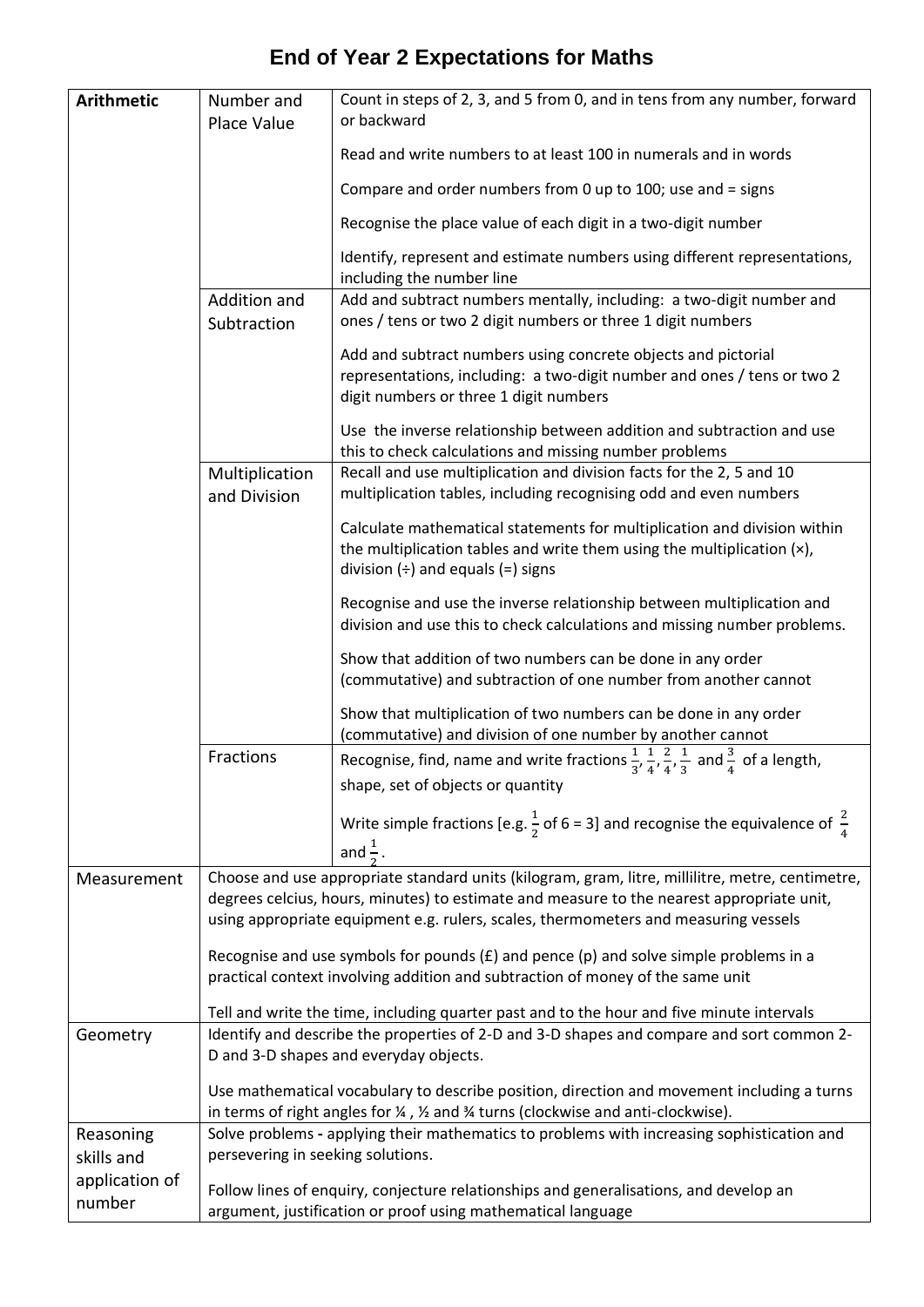# End of Year 2 Expectations for Maths

| | | |
|---|---|---|
| **Arithmetic** | Number and Place Value | Count in steps of 2, 3, and 5 from 0, and in tens from any number, forward or backward<br><br>Read and write numbers to at least 100 in numerals and in words<br><br>Compare and order numbers from 0 up to 100; use and = signs<br><br>Recognise the place value of each digit in a two-digit number<br><br>Identify, represent and estimate numbers using different representations, including the number line |
| | Addition and Subtraction | Add and subtract numbers mentally, including: a two-digit number and ones / tens or two 2 digit numbers or three 1 digit numbers<br><br>Add and subtract numbers using concrete objects and pictorial representations, including: a two-digit number and ones / tens or two 2 digit numbers or three 1 digit numbers<br><br>Use the inverse relationship between addition and subtraction and use this to check calculations and missing number problems |
| | Multiplication and Division | Recall and use multiplication and division facts for the 2, 5 and 10 multiplication tables, including recognising odd and even numbers<br><br>Calculate mathematical statements for multiplication and division within the multiplication tables and write them using the multiplication (×), division (÷) and equals (=) signs<br><br>Recognise and use the inverse relationship between multiplication and division and use this to check calculations and missing number problems.<br><br>Show that addition of two numbers can be done in any order (commutative) and subtraction of one number from another cannot<br><br>Show that multiplication of two numbers can be done in any order (commutative) and division of one number by another cannot |
| | Fractions | Recognise, find, name and write fractions $\frac{1}{3}, \frac{1}{4}, \frac{2}{4}, \frac{1}{3}$ and $\frac{3}{4}$ of a length, shape, set of objects or quantity<br><br>Write simple fractions [e.g. $\frac{1}{2}$ of 6 = 3] and recognise the equivalence of $\frac{2}{4}$ and $\frac{1}{2}$. |
| Measurement | Choose and use appropriate standard units (kilogram, gram, litre, millilitre, metre, centimetre, degrees celcius, hours, minutes) to estimate and measure to the nearest appropriate unit, using appropriate equipment e.g. rulers, scales, thermometers and measuring vessels<br><br>Recognise and use symbols for pounds (£) and pence (p) and solve simple problems in a practical context involving addition and subtraction of money of the same unit<br><br>Tell and write the time, including quarter past and to the hour and five minute intervals | |
| Geometry | Identify and describe the properties of 2-D and 3-D shapes and compare and sort common 2-D and 3-D shapes and everyday objects.<br><br>Use mathematical vocabulary to describe position, direction and movement including a turns in terms of right angles for ¼ , ½ and ¾ turns (clockwise and anti-clockwise). | |
| Reasoning skills and application of number | Solve problems - applying their mathematics to problems with increasing sophistication and persevering in seeking solutions.<br><br>Follow lines of enquiry, conjecture relationships and generalisations, and develop an argument, justification or proof using mathematical language | |